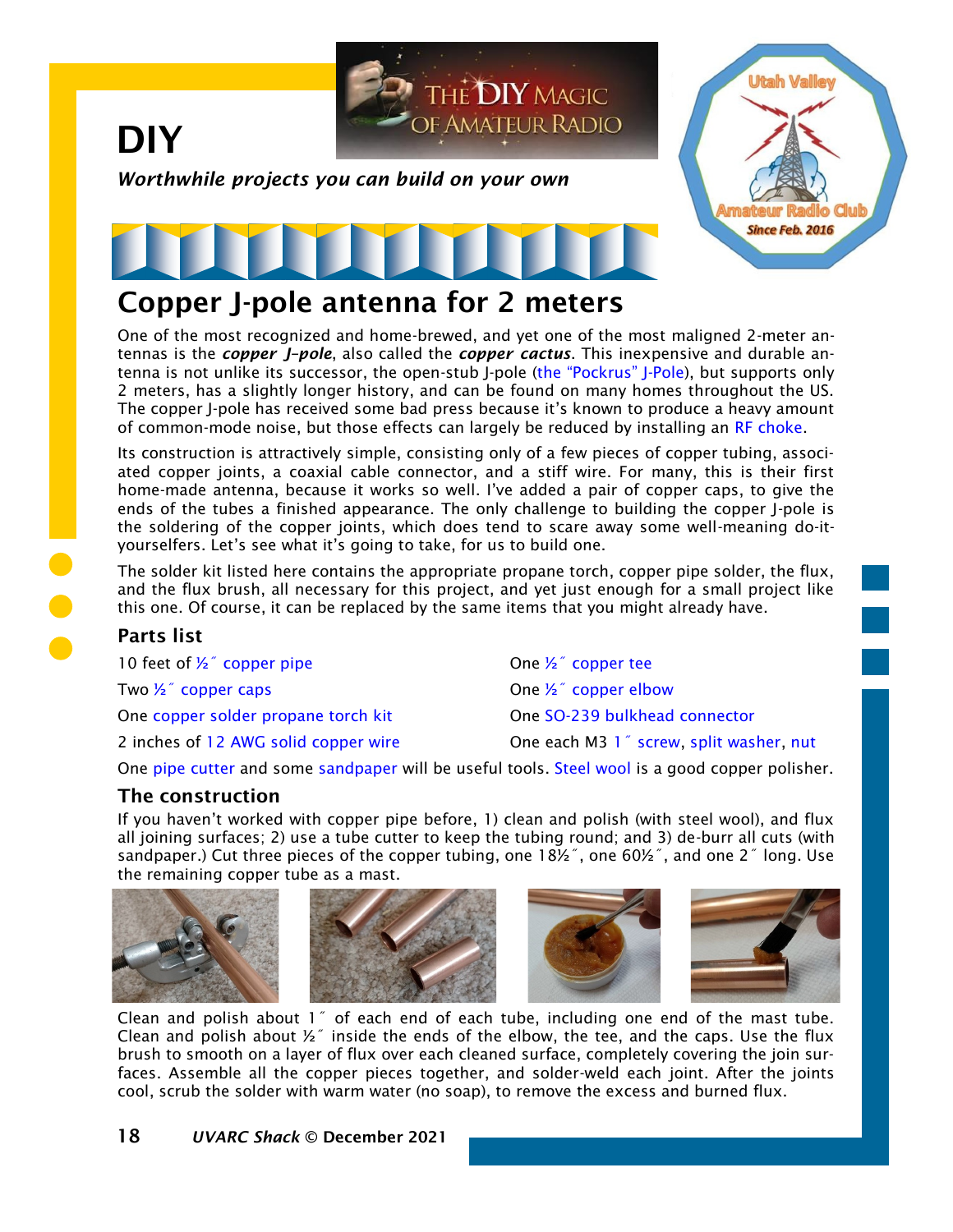# DIY

***Worthwhile projects you can build on your own***

## Copper J-pole antenna for 2 meters

One of the most recognized and home-brewed, and yet one of the most maligned 2-meter antennas is the ***copper J-pole***, also called the ***copper cactus***. This inexpensive and durable antenna is not unlike its successor, the open-stub J-pole (the "Pockrus" J-Pole), but supports only 2 meters, has a slightly longer history, and can be found on many homes throughout the US. The copper J-pole has received some bad press because it's known to produce a heavy amount of common-mode noise, but those effects can largely be reduced by installing an RF choke.

Its construction is attractively simple, consisting only of a few pieces of copper tubing, associated copper joints, a coaxial cable connector, and a stiff wire. For many, this is their first home-made antenna, because it works so well. I've added a pair of copper caps, to give the ends of the tubes a finished appearance. The only challenge to building the copper J-pole is the soldering of the copper joints, which does tend to scare away some well-meaning do-it-yourselfers. Let's see what it's going to take, for us to build one.

The solder kit listed here contains the appropriate propane torch, copper pipe solder, the flux, and the flux brush, all necessary for this project, and yet just enough for a small project like this one. Of course, it can be replaced by the same items that you might already have.

### Parts list

- 10 feet of ½″ copper pipe
- Two ½″ copper caps
- One copper solder propane torch kit
- 2 inches of 12 AWG solid copper wire
- One ½″ copper tee
- One ½″ copper elbow
- One SO-239 bulkhead connector
- One each M3 1″ screw, split washer, nut

One pipe cutter and some sandpaper will be useful tools. Steel wool is a good copper polisher.

### The construction

If you haven't worked with copper pipe before, 1) clean and polish (with steel wool), and flux all joining surfaces; 2) use a tube cutter to keep the tubing round; and 3) de-burr all cuts (with sandpaper.) Cut three pieces of the copper tubing, one 18½″, one 60½″, and one 2″ long. Use the remaining copper tube as a mast.

Clean and polish about 1″ of each end of each tube, including one end of the mast tube. Clean and polish about ½″ inside the ends of the elbow, the tee, and the caps. Use the flux brush to smooth on a layer of flux over each cleaned surface, completely covering the join surfaces. Assemble all the copper pieces together, and solder-weld each joint. After the joints cool, scrub the solder with warm water (no soap), to remove the excess and burned flux.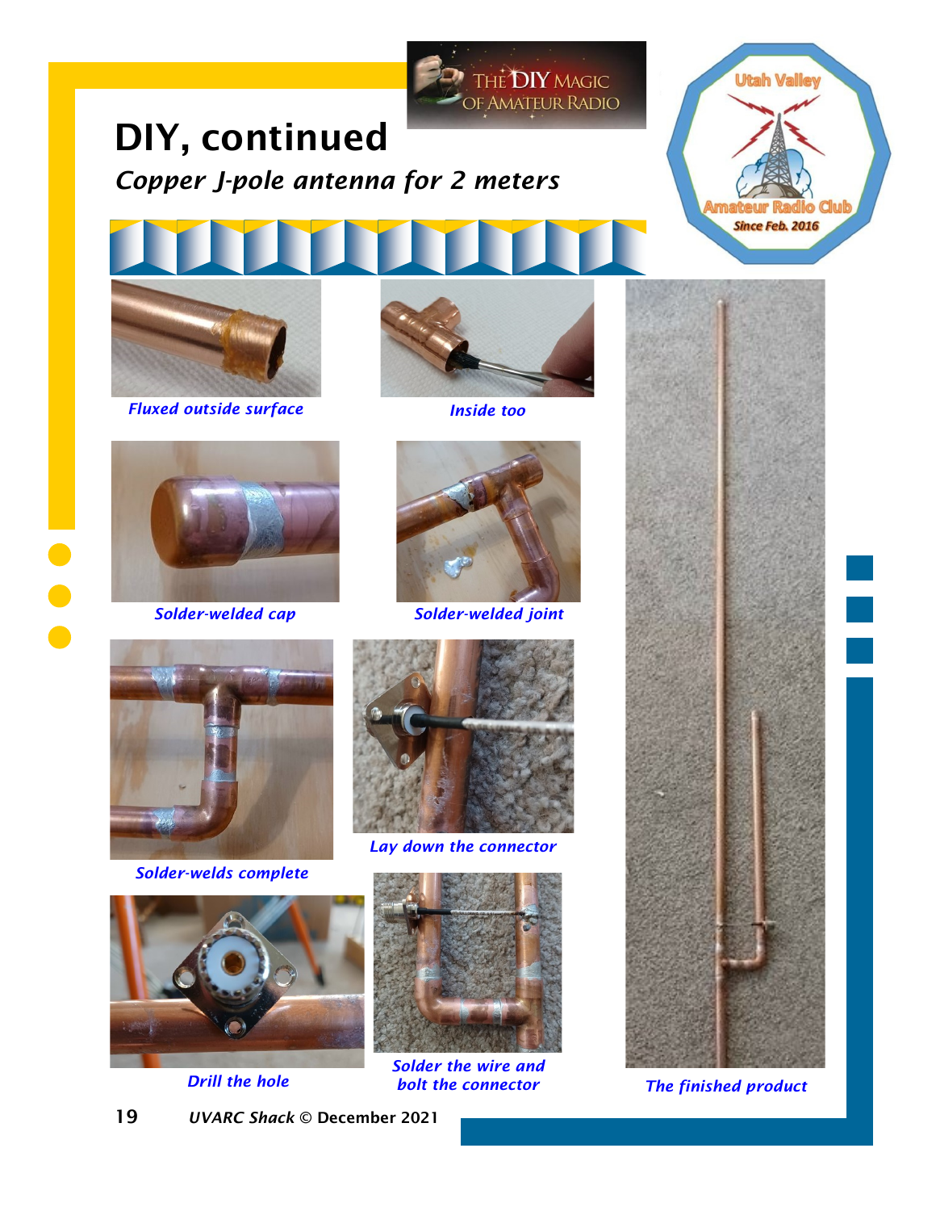# DIY, continued

## *Copper J-pole antenna for 2 meters*

*Fluxed outside surface*

*Inside too*

*Solder-welded cap*

*Solder-welded joint*

*Solder-welds complete*

*Lay down the connector*

*Drill the hole*

*Solder the wire and bolt the connector*

*The finished product*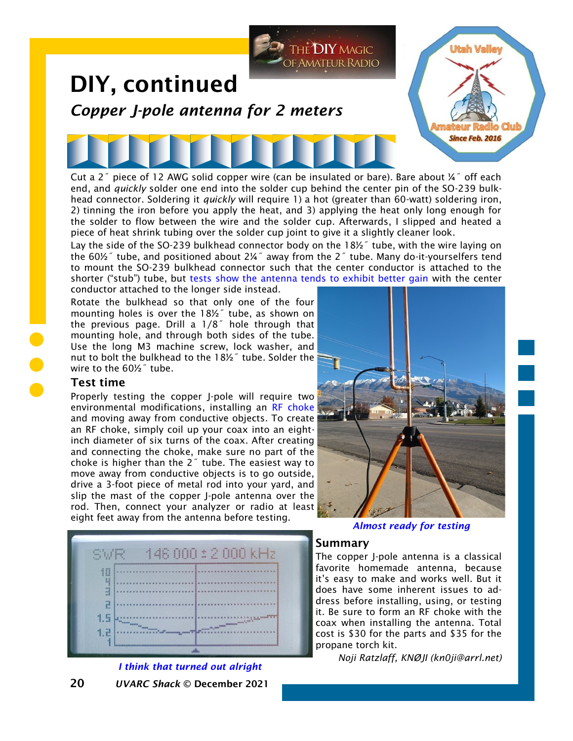# DIY, continued

## *Copper J-pole antenna for 2 meters*

Cut a 2″ piece of 12 AWG solid copper wire (can be insulated or bare). Bare about ¼″ off each end, and *quickly* solder one end into the solder cup behind the center pin of the SO-239 bulkhead connector. Soldering it *quickly* will require 1) a hot (greater than 60-watt) soldering iron, 2) tinning the iron before you apply the heat, and 3) applying the heat only long enough for the solder to flow between the wire and the solder cup. Afterwards, I slipped and heated a piece of heat shrink tubing over the solder cup joint to give it a slightly cleaner look.

Lay the side of the SO-239 bulkhead connector body on the 18½″ tube, with the wire laying on the 60½″ tube, and positioned about 2¼″ away from the 2″ tube. Many do-it-yourselfers tend to mount the SO-239 bulkhead connector such that the center conductor is attached to the shorter ("stub") tube, but tests show the antenna tends to exhibit better gain with the center conductor attached to the longer side instead.

Rotate the bulkhead so that only one of the four mounting holes is over the 18½″ tube, as shown on the previous page. Drill a 1/8″ hole through that mounting hole, and through both sides of the tube. Use the long M3 machine screw, lock washer, and nut to bolt the bulkhead to the 18½″ tube. Solder the wire to the 60½″ tube.

### Test time

Properly testing the copper J-pole will require two environmental modifications, installing an RF choke and moving away from conductive objects. To create an RF choke, simply coil up your coax into an eight-inch diameter of six turns of the coax. After creating and connecting the choke, make sure no part of the choke is higher than the 2″ tube. The easiest way to move away from conductive objects is to go outside, drive a 3-foot piece of metal rod into your yard, and slip the mast of the copper J-pole antenna over the rod. Then, connect your analyzer or radio at least eight feet away from the antenna before testing.

*Almost ready for testing*

SWR 146 000 ± 2 000 kHz

10
4
3
2
1.5
1.2
1

*I think that turned out alright*

### Summary

The copper J-pole antenna is a classical favorite homemade antenna, because it's easy to make and works well. But it does have some inherent issues to address before installing, using, or testing it. Be sure to form an RF choke with the coax when installing the antenna. Total cost is $30 for the parts and $35 for the propane torch kit.

*Noji Ratzlaff, KNØJI (kn0ji@arrl.net)*